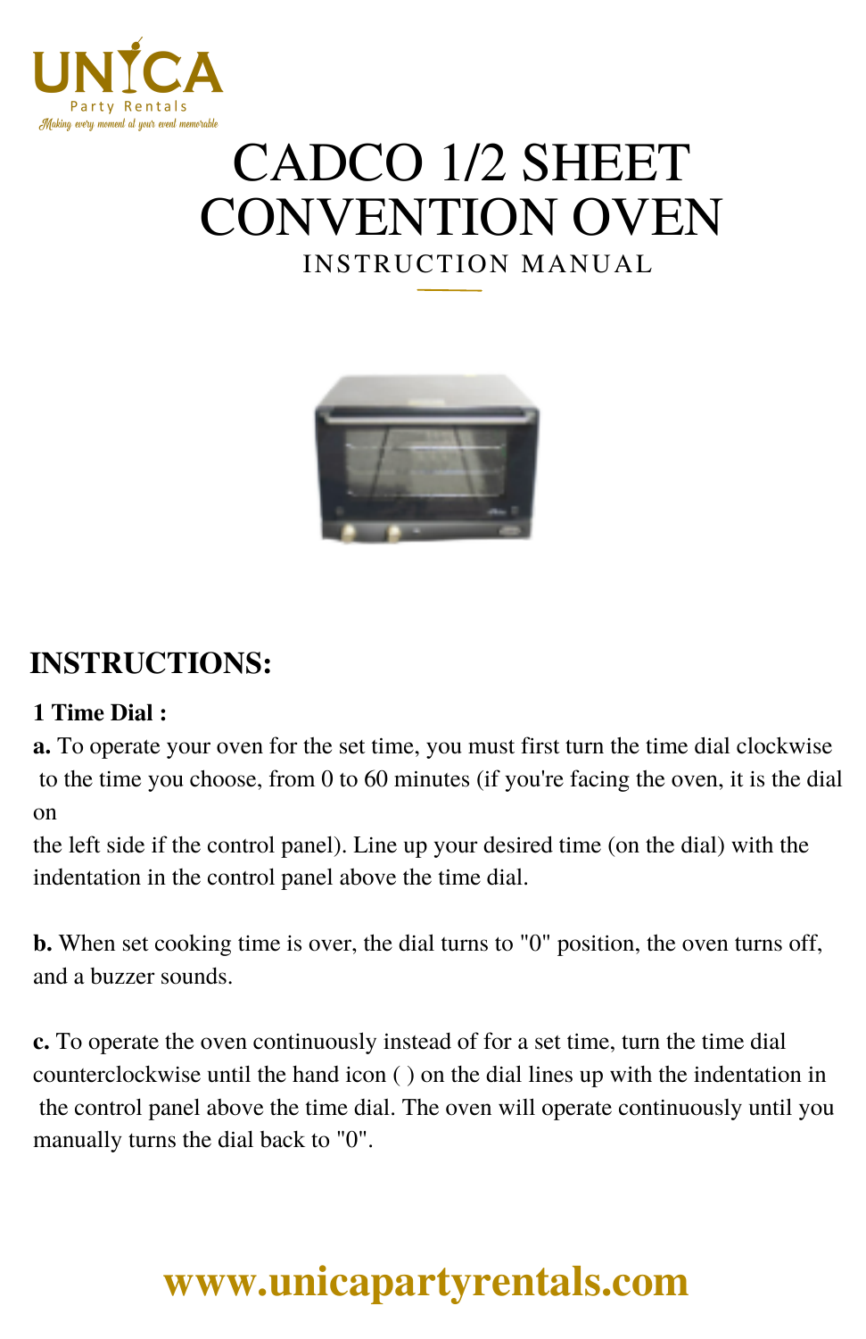UNICA
Party Rentals
Making every moment at your event memorable

# CADCO 1/2 SHEET CONVENTION OVEN

INSTRUCTION MANUAL

## INSTRUCTIONS:

**1 Time Dial :**

**a.** To operate your oven for the set time, you must first turn the time dial clockwise to the time you choose, from 0 to 60 minutes (if you're facing the oven, it is the dial on the left side if the control panel). Line up your desired time (on the dial) with the indentation in the control panel above the time dial.

**b.** When set cooking time is over, the dial turns to "0" position, the oven turns off, and a buzzer sounds.

**c.** To operate the oven continuously instead of for a set time, turn the time dial counterclockwise until the hand icon ( ) on the dial lines up with the indentation in the control panel above the time dial. The oven will operate continuously until you manually turns the dial back to "0".

**www.unicapartyrentals.com**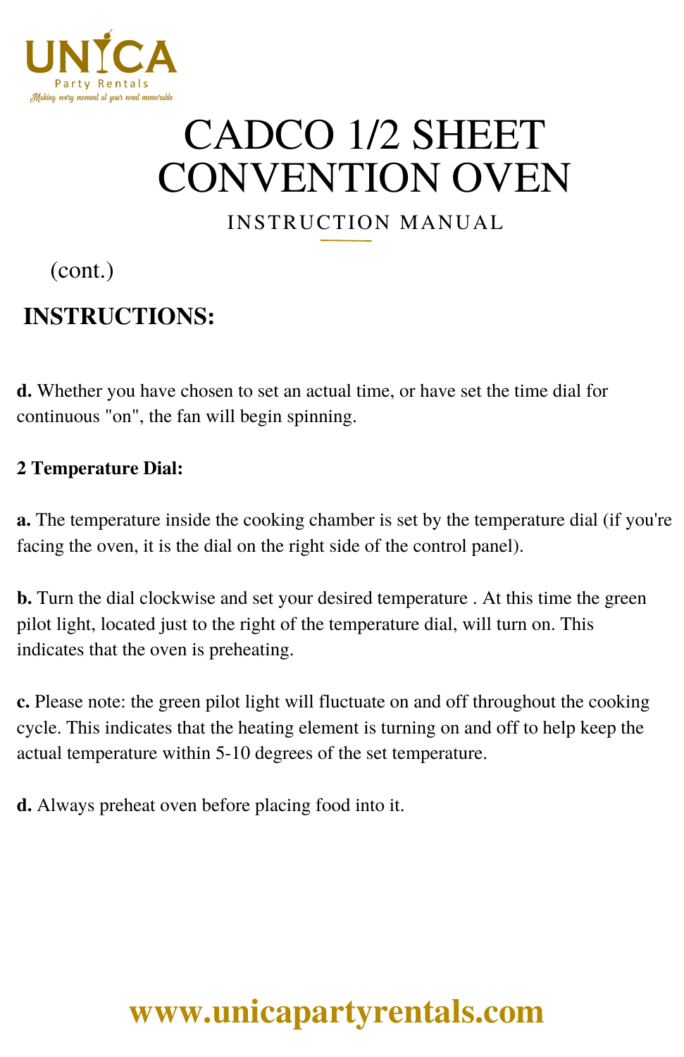# CADCO 1/2 SHEET CONVENTION OVEN

INSTRUCTION MANUAL

(cont.)

## INSTRUCTIONS:

**d.** Whether you have chosen to set an actual time, or have set the time dial for continuous "on", the fan will begin spinning.

**2 Temperature Dial:**

**a.** The temperature inside the cooking chamber is set by the temperature dial (if you're facing the oven, it is the dial on the right side of the control panel).

**b.** Turn the dial clockwise and set your desired temperature . At this time the green pilot light, located just to the right of the temperature dial, will turn on. This indicates that the oven is preheating.

**c.** Please note: the green pilot light will fluctuate on and off throughout the cooking cycle. This indicates that the heating element is turning on and off to help keep the actual temperature within 5-10 degrees of the set temperature.

**d.** Always preheat oven before placing food into it.